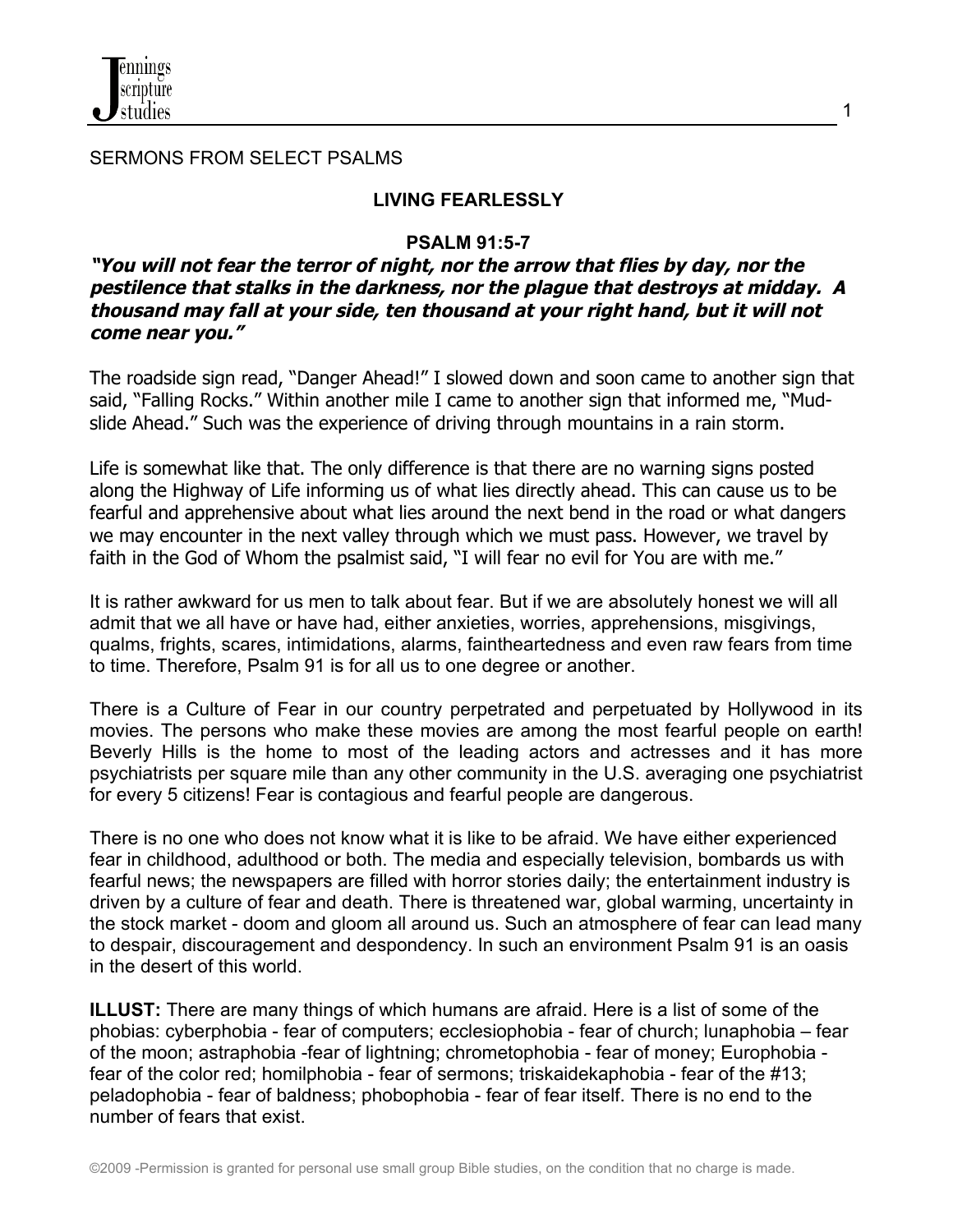SERMONS FROM SELECT PSALMS

## LIVING FEARLESSLY

### PSALM 91:5-7

***"You will not fear the terror of night, nor the arrow that flies by day, nor the pestilence that stalks in the darkness, nor the plague that destroys at midday. A thousand may fall at your side, ten thousand at your right hand, but it will not come near you."***

The roadside sign read, "Danger Ahead!" I slowed down and soon came to another sign that said, "Falling Rocks." Within another mile I came to another sign that informed me, "Mud-slide Ahead." Such was the experience of driving through mountains in a rain storm.

Life is somewhat like that. The only difference is that there are no warning signs posted along the Highway of Life informing us of what lies directly ahead. This can cause us to be fearful and apprehensive about what lies around the next bend in the road or what dangers we may encounter in the next valley through which we must pass. However, we travel by faith in the God of Whom the psalmist said, "I will fear no evil for You are with me."

It is rather awkward for us men to talk about fear. But if we are absolutely honest we will all admit that we all have or have had, either anxieties, worries, apprehensions, misgivings, qualms, frights, scares, intimidations, alarms, faintheartedness and even raw fears from time to time. Therefore, Psalm 91 is for all us to one degree or another.

There is a Culture of Fear in our country perpetrated and perpetuated by Hollywood in its movies. The persons who make these movies are among the most fearful people on earth! Beverly Hills is the home to most of the leading actors and actresses and it has more psychiatrists per square mile than any other community in the U.S. averaging one psychiatrist for every 5 citizens! Fear is contagious and fearful people are dangerous.

There is no one who does not know what it is like to be afraid. We have either experienced fear in childhood, adulthood or both. The media and especially television, bombards us with fearful news; the newspapers are filled with horror stories daily; the entertainment industry is driven by a culture of fear and death. There is threatened war, global warming, uncertainty in the stock market - doom and gloom all around us. Such an atmosphere of fear can lead many to despair, discouragement and despondency. In such an environment Psalm 91 is an oasis in the desert of this world.

**ILLUST:** There are many things of which humans are afraid. Here is a list of some of the phobias: cyberphobia - fear of computers; ecclesiophobia - fear of church; lunaphobia – fear of the moon; astraphobia -fear of lightning; chrometophobia - fear of money; Europhobia - fear of the color red; homilphobia - fear of sermons; triskaidekaphobia - fear of the #13; peladophobia - fear of baldness; phobophobia - fear of fear itself. There is no end to the number of fears that exist.

©2009 -Permission is granted for personal use small group Bible studies, on the condition that no charge is made.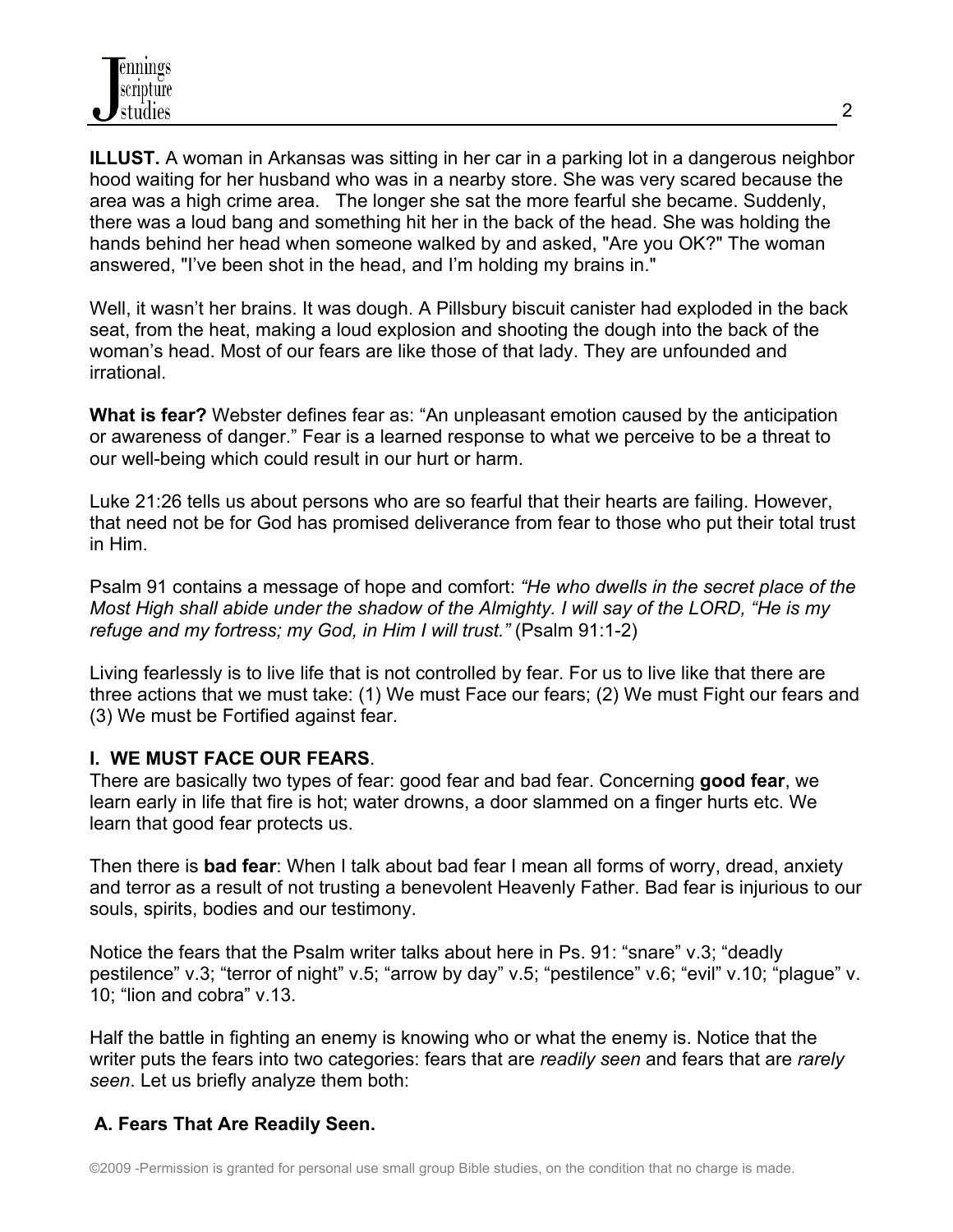**ILLUST.** A woman in Arkansas was sitting in her car in a parking lot in a dangerous neighbor hood waiting for her husband who was in a nearby store. She was very scared because the area was a high crime area. The longer she sat the more fearful she became. Suddenly, there was a loud bang and something hit her in the back of the head. She was holding the hands behind her head when someone walked by and asked, "Are you OK?" The woman answered, "I've been shot in the head, and I'm holding my brains in."

Well, it wasn't her brains. It was dough. A Pillsbury biscuit canister had exploded in the back seat, from the heat, making a loud explosion and shooting the dough into the back of the woman's head. Most of our fears are like those of that lady. They are unfounded and irrational.

**What is fear?** Webster defines fear as: "An unpleasant emotion caused by the anticipation or awareness of danger." Fear is a learned response to what we perceive to be a threat to our well-being which could result in our hurt or harm.

Luke 21:26 tells us about persons who are so fearful that their hearts are failing. However, that need not be for God has promised deliverance from fear to those who put their total trust in Him.

Psalm 91 contains a message of hope and comfort: *"He who dwells in the secret place of the Most High shall abide under the shadow of the Almighty. I will say of the LORD, "He is my refuge and my fortress; my God, in Him I will trust."* (Psalm 91:1-2)

Living fearlessly is to live life that is not controlled by fear. For us to live like that there are three actions that we must take: (1) We must Face our fears; (2) We must Fight our fears and (3) We must be Fortified against fear.

## I. WE MUST FACE OUR FEARS.

There are basically two types of fear: good fear and bad fear. Concerning **good fear**, we learn early in life that fire is hot; water drowns, a door slammed on a finger hurts etc. We learn that good fear protects us.

Then there is **bad fear**: When I talk about bad fear I mean all forms of worry, dread, anxiety and terror as a result of not trusting a benevolent Heavenly Father. Bad fear is injurious to our souls, spirits, bodies and our testimony.

Notice the fears that the Psalm writer talks about here in Ps. 91: "snare" v.3; "deadly pestilence" v.3; "terror of night" v.5; "arrow by day" v.5; "pestilence" v.6; "evil" v.10; "plague" v. 10; "lion and cobra" v.13.

Half the battle in fighting an enemy is knowing who or what the enemy is. Notice that the writer puts the fears into two categories: fears that are *readily seen* and fears that are *rarely seen*. Let us briefly analyze them both:

### A. Fears That Are Readily Seen.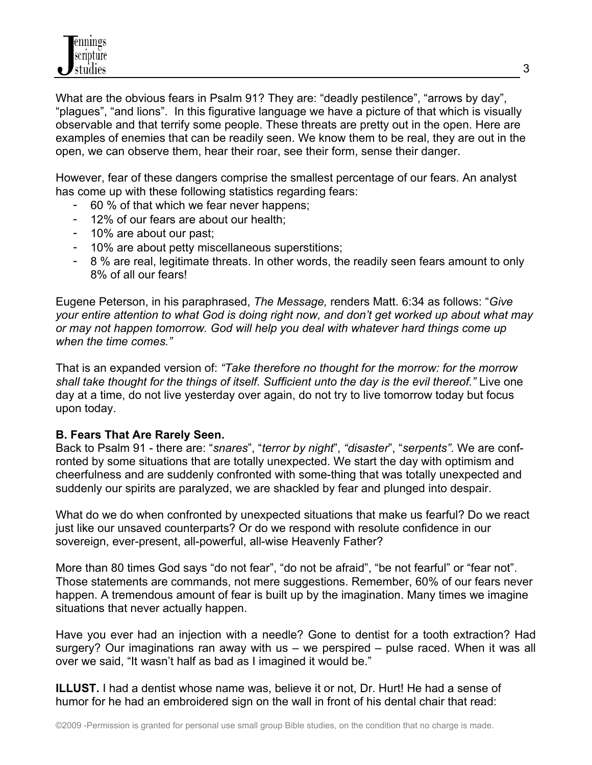What are the obvious fears in Psalm 91? They are: "deadly pestilence", "arrows by day", "plagues", "and lions". In this figurative language we have a picture of that which is visually observable and that terrify some people. These threats are pretty out in the open. Here are examples of enemies that can be readily seen. We know them to be real, they are out in the open, we can observe them, hear their roar, see their form, sense their danger.

However, fear of these dangers comprise the smallest percentage of our fears. An analyst has come up with these following statistics regarding fears:

- 60 % of that which we fear never happens;
- 12% of our fears are about our health;
- 10% are about our past;
- 10% are about petty miscellaneous superstitions;
- 8 % are real, legitimate threats. In other words, the readily seen fears amount to only 8% of all our fears!

Eugene Peterson, in his paraphrased, *The Message,* renders Matt. 6:34 as follows: "*Give your entire attention to what God is doing right now, and don't get worked up about what may or may not happen tomorrow. God will help you deal with whatever hard things come up when the time comes."*

That is an expanded version of: *"Take therefore no thought for the morrow: for the morrow shall take thought for the things of itself. Sufficient unto the day is the evil thereof."* Live one day at a time, do not live yesterday over again, do not try to live tomorrow today but focus upon today.

**B. Fears That Are Rarely Seen.**

Back to Psalm 91 - there are: "*snares*", "*terror by night*", *"disaster*", "*serpents"*. We are confronted by some situations that are totally unexpected. We start the day with optimism and cheerfulness and are suddenly confronted with some-thing that was totally unexpected and suddenly our spirits are paralyzed, we are shackled by fear and plunged into despair.

What do we do when confronted by unexpected situations that make us fearful? Do we react just like our unsaved counterparts? Or do we respond with resolute confidence in our sovereign, ever-present, all-powerful, all-wise Heavenly Father?

More than 80 times God says "do not fear", "do not be afraid", "be not fearful" or "fear not". Those statements are commands, not mere suggestions. Remember, 60% of our fears never happen. A tremendous amount of fear is built up by the imagination. Many times we imagine situations that never actually happen.

Have you ever had an injection with a needle? Gone to dentist for a tooth extraction? Had surgery? Our imaginations ran away with us – we perspired – pulse raced. When it was all over we said, "It wasn't half as bad as I imagined it would be."

**ILLUST.** I had a dentist whose name was, believe it or not, Dr. Hurt! He had a sense of humor for he had an embroidered sign on the wall in front of his dental chair that read: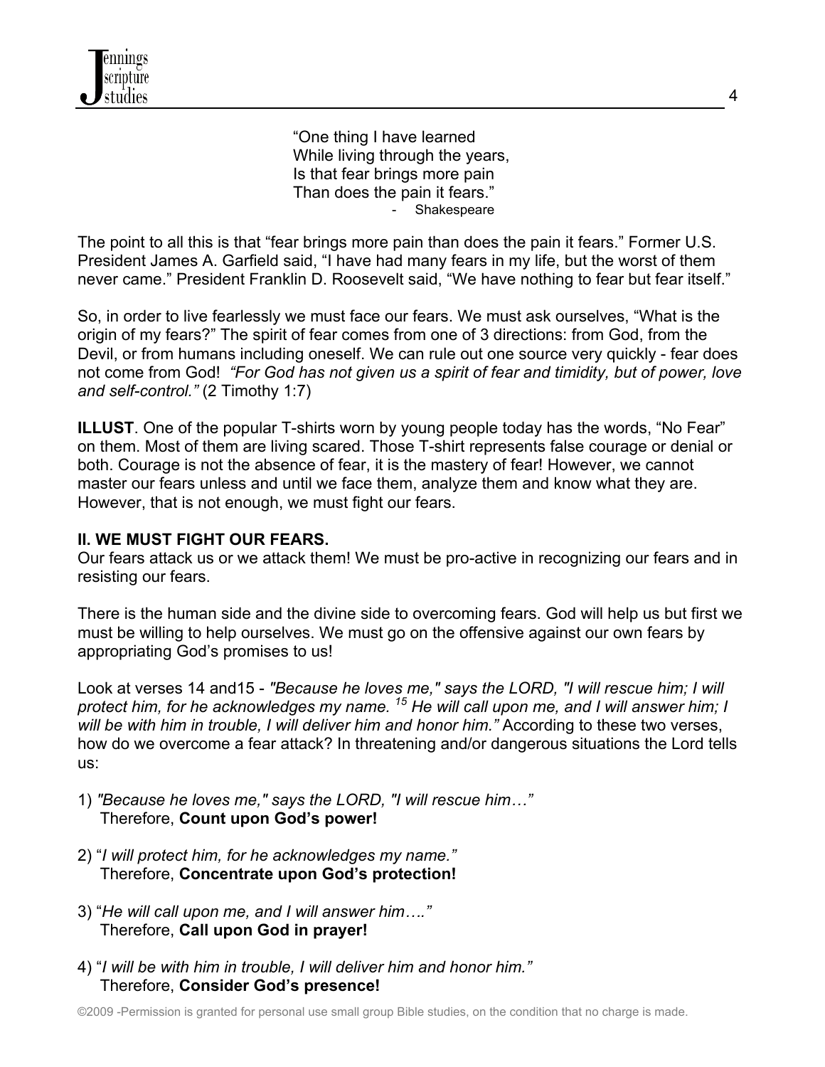> "One thing I have learned
> While living through the years,
> Is that fear brings more pain
> Than does the pain it fears."
> - Shakespeare

The point to all this is that "fear brings more pain than does the pain it fears." Former U.S. President James A. Garfield said, "I have had many fears in my life, but the worst of them never came." President Franklin D. Roosevelt said, "We have nothing to fear but fear itself."

So, in order to live fearlessly we must face our fears. We must ask ourselves, "What is the origin of my fears?" The spirit of fear comes from one of 3 directions: from God, from the Devil, or from humans including oneself. We can rule out one source very quickly - fear does not come from God! *"For God has not given us a spirit of fear and timidity, but of power, love and self-control."* (2 Timothy 1:7)

**ILLUST**. One of the popular T-shirts worn by young people today has the words, "No Fear" on them. Most of them are living scared. Those T-shirt represents false courage or denial or both. Courage is not the absence of fear, it is the mastery of fear! However, we cannot master our fears unless and until we face them, analyze them and know what they are. However, that is not enough, we must fight our fears.

**II. WE MUST FIGHT OUR FEARS.**

Our fears attack us or we attack them! We must be pro-active in recognizing our fears and in resisting our fears.

There is the human side and the divine side to overcoming fears. God will help us but first we must be willing to help ourselves. We must go on the offensive against our own fears by appropriating God's promises to us!

Look at verses 14 and15 - *"Because he loves me," says the LORD, "I will rescue him; I will protect him, for he acknowledges my name. [15] He will call upon me, and I will answer him; I will be with him in trouble, I will deliver him and honor him."* According to these two verses, how do we overcome a fear attack? In threatening and/or dangerous situations the Lord tells us:

1) *"Because he loves me," says the LORD, "I will rescue him…"*
   Therefore, **Count upon God's power!**

2) "*I will protect him, for he acknowledges my name."*
   Therefore, **Concentrate upon God's protection!**

3) "*He will call upon me, and I will answer him…."*
   Therefore, **Call upon God in prayer!**

4) "*I will be with him in trouble, I will deliver him and honor him."*
   Therefore, **Consider God's presence!**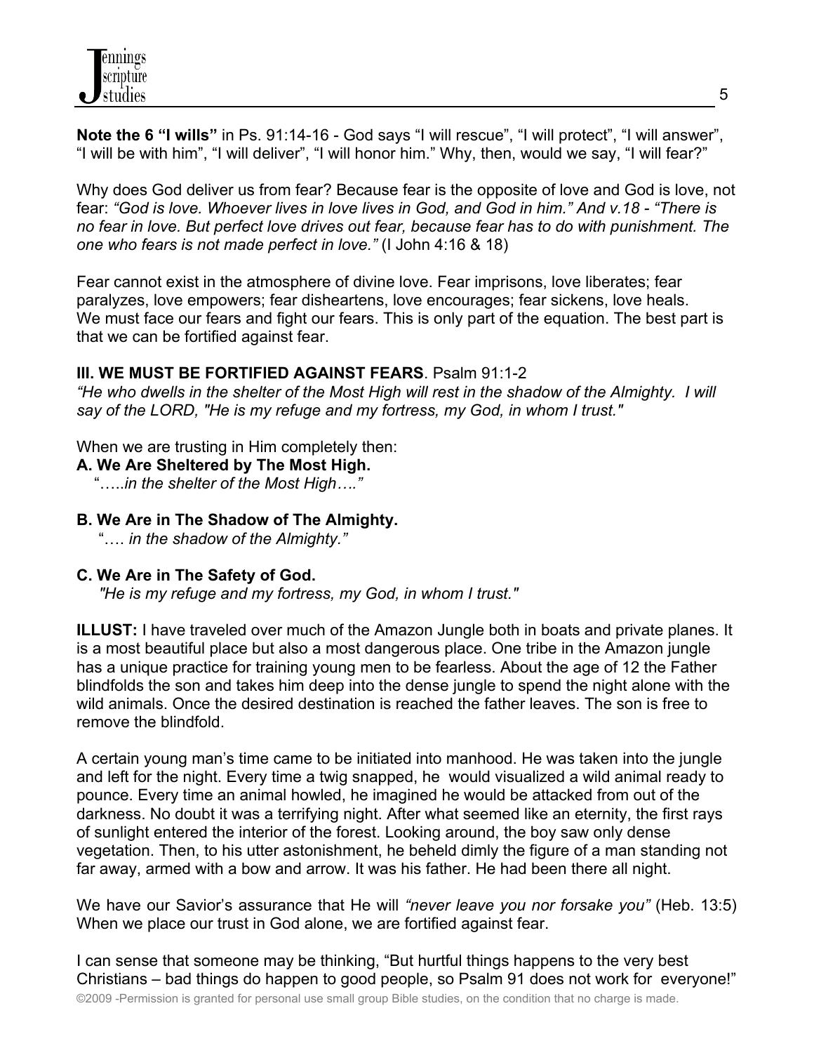**Note the 6 "I wills"** in Ps. 91:14-16 - God says "I will rescue", "I will protect", "I will answer", "I will be with him", "I will deliver", "I will honor him." Why, then, would we say, "I will fear?"

Why does God deliver us from fear? Because fear is the opposite of love and God is love, not fear: *"God is love. Whoever lives in love lives in God, and God in him." And v.18 - "There is no fear in love. But perfect love drives out fear, because fear has to do with punishment. The one who fears is not made perfect in love."* (I John 4:16 & 18)

Fear cannot exist in the atmosphere of divine love. Fear imprisons, love liberates; fear paralyzes, love empowers; fear disheartens, love encourages; fear sickens, love heals. We must face our fears and fight our fears. This is only part of the equation. The best part is that we can be fortified against fear.

## III. WE MUST BE FORTIFIED AGAINST FEARS. Psalm 91:1-2

*"He who dwells in the shelter of the Most High will rest in the shadow of the Almighty. I will say of the LORD, "He is my refuge and my fortress, my God, in whom I trust."*

When we are trusting in Him completely then:

**A. We Are Sheltered by The Most High.**
"…..*in the shelter of the Most High…."*

**B. We Are in The Shadow of The Almighty.**
"…. *in the shadow of the Almighty."*

**C. We Are in The Safety of God.**
*"He is my refuge and my fortress, my God, in whom I trust."*

**ILLUST:** I have traveled over much of the Amazon Jungle both in boats and private planes. It is a most beautiful place but also a most dangerous place. One tribe in the Amazon jungle has a unique practice for training young men to be fearless. About the age of 12 the Father blindfolds the son and takes him deep into the dense jungle to spend the night alone with the wild animals. Once the desired destination is reached the father leaves. The son is free to remove the blindfold.

A certain young man's time came to be initiated into manhood. He was taken into the jungle and left for the night. Every time a twig snapped, he would visualized a wild animal ready to pounce. Every time an animal howled, he imagined he would be attacked from out of the darkness. No doubt it was a terrifying night. After what seemed like an eternity, the first rays of sunlight entered the interior of the forest. Looking around, the boy saw only dense vegetation. Then, to his utter astonishment, he beheld dimly the figure of a man standing not far away, armed with a bow and arrow. It was his father. He had been there all night.

We have our Savior's assurance that He will *"never leave you nor forsake you"* (Heb. 13:5) When we place our trust in God alone, we are fortified against fear.

I can sense that someone may be thinking, "But hurtful things happens to the very best Christians – bad things do happen to good people, so Psalm 91 does not work for everyone!"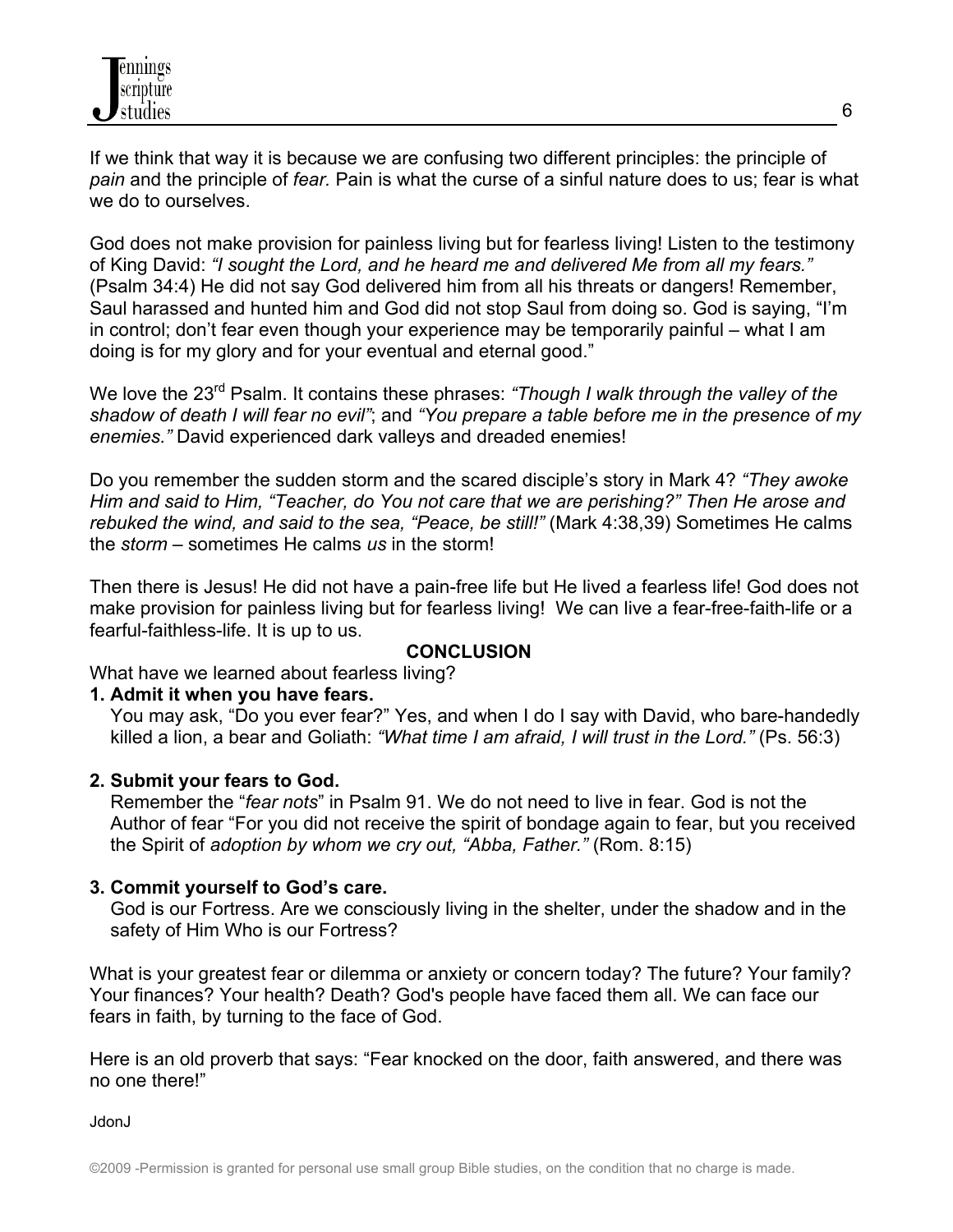If we think that way it is because we are confusing two different principles: the principle of *pain* and the principle of *fear.* Pain is what the curse of a sinful nature does to us; fear is what we do to ourselves.

God does not make provision for painless living but for fearless living! Listen to the testimony of King David: *"I sought the Lord, and he heard me and delivered Me from all my fears."* (Psalm 34:4) He did not say God delivered him from all his threats or dangers! Remember, Saul harassed and hunted him and God did not stop Saul from doing so. God is saying, "I'm in control; don't fear even though your experience may be temporarily painful – what I am doing is for my glory and for your eventual and eternal good."

We love the 23rd Psalm. It contains these phrases: *"Though I walk through the valley of the shadow of death I will fear no evil"*; and *"You prepare a table before me in the presence of my enemies."* David experienced dark valleys and dreaded enemies!

Do you remember the sudden storm and the scared disciple's story in Mark 4? *"They awoke Him and said to Him, "Teacher, do You not care that we are perishing?" Then He arose and rebuked the wind, and said to the sea, "Peace, be still!"* (Mark 4:38,39) Sometimes He calms the *storm* – sometimes He calms *us* in the storm!

Then there is Jesus! He did not have a pain-free life but He lived a fearless life! God does not make provision for painless living but for fearless living! We can live a fear-free-faith-life or a fearful-faithless-life. It is up to us.

## CONCLUSION

What have we learned about fearless living?

**1. Admit it when you have fears.**
You may ask, "Do you ever fear?" Yes, and when I do I say with David, who bare-handedly killed a lion, a bear and Goliath: *"What time I am afraid, I will trust in the Lord."* (Ps. 56:3)

**2. Submit your fears to God.**
Remember the "*fear nots*" in Psalm 91. We do not need to live in fear. God is not the Author of fear "For you did not receive the spirit of bondage again to fear, but you received the Spirit of *adoption by whom we cry out, "Abba, Father."* (Rom. 8:15)

**3. Commit yourself to God's care.**
God is our Fortress. Are we consciously living in the shelter, under the shadow and in the safety of Him Who is our Fortress?

What is your greatest fear or dilemma or anxiety or concern today? The future? Your family? Your finances? Your health? Death? God's people have faced them all. We can face our fears in faith, by turning to the face of God.

Here is an old proverb that says: "Fear knocked on the door, faith answered, and there was no one there!"

JdonJ

©2009 -Permission is granted for personal use small group Bible studies, on the condition that no charge is made.